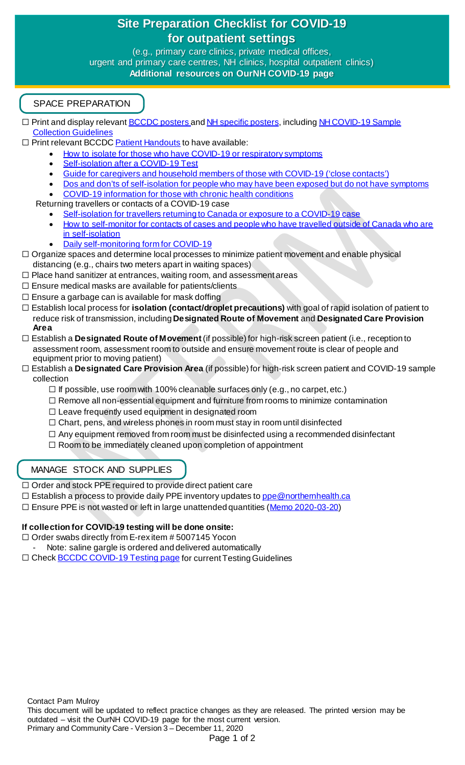# Site Preparation Checklist for COVID-19 for outpatient settings

(e.g., primary care clinics, private medical offices, urgent and primary care centres, NH clinics, hospital outpatient clinics)

**Additional resources on OurNH COVID-19 page**

## SPACE PREPARATION

☐ Print and display relevant BCCDC posters and NH specific posters, including NH COVID-19 Sample Collection Guidelines

☐ Print relevant BCCDC Patient Handouts to have available:

- How to isolate for those who have COVID-19 or respiratory symptoms
- Self-isolation after a COVID-19 Test
- Guide for caregivers and household members of those with COVID-19 ('close contacts')
- Dos and don'ts of self-isolation for people who may have been exposed but do not have symptoms
- COVID-19 information for those with chronic health conditions

Returning travellers or contacts of a COVID-19 case

- Self-isolation for travellers returning to Canada or exposure to a COVID-19 case
- How to self-monitor for contacts of cases and people who have travelled outside of Canada who are in self-isolation
- Daily self-monitoring form for COVID-19

☐ Organize spaces and determine local processes to minimize patient movement and enable physical distancing (e.g., chairs two meters apart in waiting spaces)

☐ Place hand sanitizer at entrances, waiting room, and assessment areas

☐ Ensure medical masks are available for patients/clients

☐ Ensure a garbage can is available for mask doffing

☐ Establish local process for **isolation (contact/droplet precautions)** with goal of rapid isolation of patient to reduce risk of transmission, including **Designated Route of Movement** and **Designated Care Provision Area**

☐ Establish a **Designated Route of Movement** (if possible) for high-risk screen patient (i.e., reception to assessment room, assessment room to outside and ensure movement route is clear of people and equipment prior to moving patient)

☐ Establish a **Designated Care Provision Area** (if possible) for high-risk screen patient and COVID-19 sample collection

- ☐ If possible, use room with 100% cleanable surfaces only (e.g., no carpet, etc.)
- ☐ Remove all non-essential equipment and furniture from rooms to minimize contamination
- ☐ Leave frequently used equipment in designated room
- ☐ Chart, pens, and wireless phones in room must stay in room until disinfected
- ☐ Any equipment removed from room must be disinfected using a recommended disinfectant
- ☐ Room to be immediately cleaned upon completion of appointment

## MANAGE STOCK AND SUPPLIES

☐ Order and stock PPE required to provide direct patient care

☐ Establish a process to provide daily PPE inventory updates to ppe@northernhealth.ca

☐ Ensure PPE is not wasted or left in large unattended quantities (Memo 2020-03-20)

**If collection for COVID-19 testing will be done onsite:**

☐ Order swabs directly from E-rex item # 5007145 Yocon

- Note: saline gargle is ordered and delivered automatically

☐ Check BCCDC COVID-19 Testing page for current Testing Guidelines

Contact Pam Mulroy

This document will be updated to reflect practice changes as they are released. The printed version may be outdated – visit the OurNH COVID-19 page for the most current version.

Primary and Community Care - Version 3 – December 11, 2020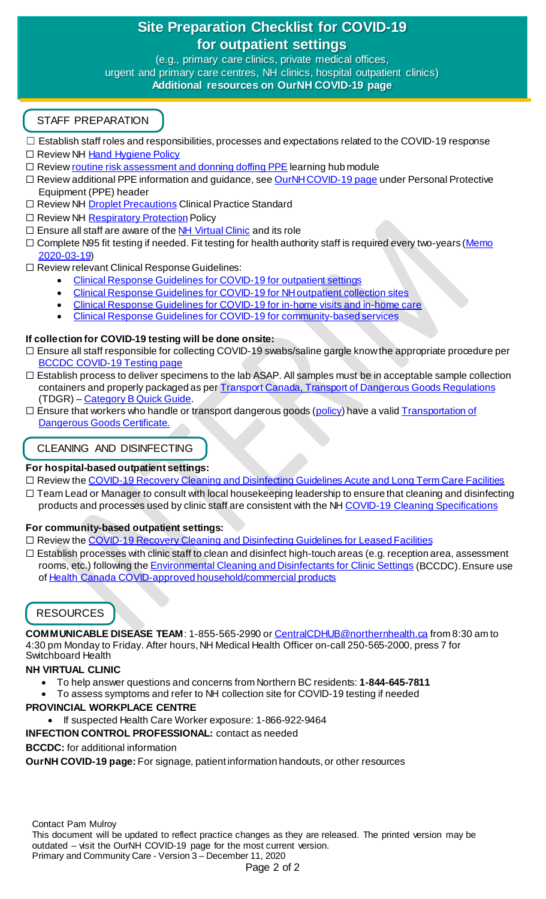# Site Preparation Checklist for COVID-19 for outpatient settings

(e.g., primary care clinics, private medical offices, urgent and primary care centres, NH clinics, hospital outpatient clinics)

**Additional resources on OurNH COVID-19 page**

## STAFF PREPARATION

- ☐ Establish staff roles and responsibilities, processes and expectations related to the COVID-19 response
- ☐ Review NH Hand Hygiene Policy
- ☐ Review routine risk assessment and donning doffing PPE learning hub module
- ☐ Review additional PPE information and guidance, see OurNH COVID-19 page under Personal Protective Equipment (PPE) header
- ☐ Review NH Droplet Precautions Clinical Practice Standard
- ☐ Review NH Respiratory Protection Policy
- ☐ Ensure all staff are aware of the NH Virtual Clinic and its role
- ☐ Complete N95 fit testing if needed. Fit testing for health authority staff is required every two-years (Memo 2020-03-19)
- ☐ Review relevant Clinical Response Guidelines:
  - Clinical Response Guidelines for COVID-19 for outpatient settings
  - Clinical Response Guidelines for COVID-19 for NH outpatient collection sites
  - Clinical Response Guidelines for COVID-19 for in-home visits and in-home care
  - Clinical Response Guidelines for COVID-19 for community-based services

**If collection for COVID-19 testing will be done onsite:**

- ☐ Ensure all staff responsible for collecting COVID-19 swabs/saline gargle know the appropriate procedure per BCCDC COVID-19 Testing page
- ☐ Establish process to deliver specimens to the lab ASAP. All samples must be in acceptable sample collection containers and properly packaged as per Transport Canada, Transport of Dangerous Goods Regulations (TDGR) – Category B Quick Guide.
- ☐ Ensure that workers who handle or transport dangerous goods (policy) have a valid Transportation of Dangerous Goods Certificate.

## CLEANING AND DISINFECTING

**For hospital-based outpatient settings:**

- ☐ Review the COVID-19 Recovery Cleaning and Disinfecting Guidelines Acute and Long Term Care Facilities
- ☐ Team Lead or Manager to consult with local housekeeping leadership to ensure that cleaning and disinfecting products and processes used by clinic staff are consistent with the NH COVID-19 Cleaning Specifications

**For community-based outpatient settings:**

- ☐ Review the COVID-19 Recovery Cleaning and Disinfecting Guidelines for Leased Facilities
- ☐ Establish processes with clinic staff to clean and disinfect high-touch areas (e.g. reception area, assessment rooms, etc.) following the Environmental Cleaning and Disinfectants for Clinic Settings (BCCDC). Ensure use of Health Canada COVID-approved household/commercial products

## RESOURCES

**COMMUNICABLE DISEASE TEAM**: 1-855-565-2990 or CentralCDHUB@northernhealth.ca from 8:30 am to 4:30 pm Monday to Friday. After hours, NH Medical Health Officer on-call 250-565-2000, press 7 for Switchboard Health

**NH VIRTUAL CLINIC**

- To help answer questions and concerns from Northern BC residents: **1-844-645-7811**
- To assess symptoms and refer to NH collection site for COVID-19 testing if needed

**PROVINCIAL WORKPLACE CENTRE**

- If suspected Health Care Worker exposure: 1-866-922-9464

**INFECTION CONTROL PROFESSIONAL:** contact as needed

**BCCDC:** for additional information

**OurNH COVID-19 page:** For signage, patient information handouts, or other resources

Contact Pam Mulroy

This document will be updated to reflect practice changes as they are released. The printed version may be outdated – visit the OurNH COVID-19 page for the most current version.

Primary and Community Care - Version 3 – December 11, 2020